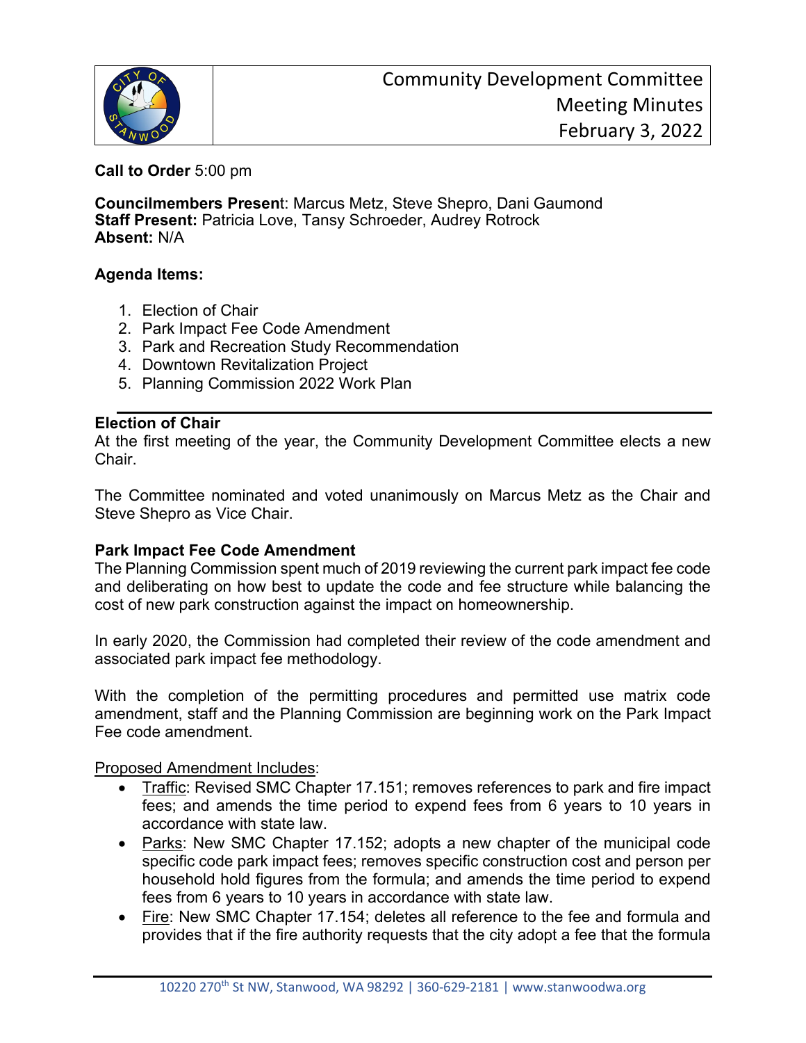# Community Development Committee
## Meeting Minutes
## February 3, 2022

**Call to Order** 5:00 pm

**Councilmembers Present**: Marcus Metz, Steve Shepro, Dani Gaumond
**Staff Present:** Patricia Love, Tansy Schroeder, Audrey Rotrock
**Absent:** N/A

**Agenda Items:**

1. Election of Chair
2. Park Impact Fee Code Amendment
3. Park and Recreation Study Recommendation
4. Downtown Revitalization Project
5. Planning Commission 2022 Work Plan

---

**Election of Chair**

At the first meeting of the year, the Community Development Committee elects a new Chair.

The Committee nominated and voted unanimously on Marcus Metz as the Chair and Steve Shepro as Vice Chair.

**Park Impact Fee Code Amendment**

The Planning Commission spent much of 2019 reviewing the current park impact fee code and deliberating on how best to update the code and fee structure while balancing the cost of new park construction against the impact on homeownership.

In early 2020, the Commission had completed their review of the code amendment and associated park impact fee methodology.

With the completion of the permitting procedures and permitted use matrix code amendment, staff and the Planning Commission are beginning work on the Park Impact Fee code amendment.

Proposed Amendment Includes:

- Traffic: Revised SMC Chapter 17.151; removes references to park and fire impact fees; and amends the time period to expend fees from 6 years to 10 years in accordance with state law.
- Parks: New SMC Chapter 17.152; adopts a new chapter of the municipal code specific code park impact fees; removes specific construction cost and person per household hold figures from the formula; and amends the time period to expend fees from 6 years to 10 years in accordance with state law.
- Fire: New SMC Chapter 17.154; deletes all reference to the fee and formula and provides that if the fire authority requests that the city adopt a fee that the formula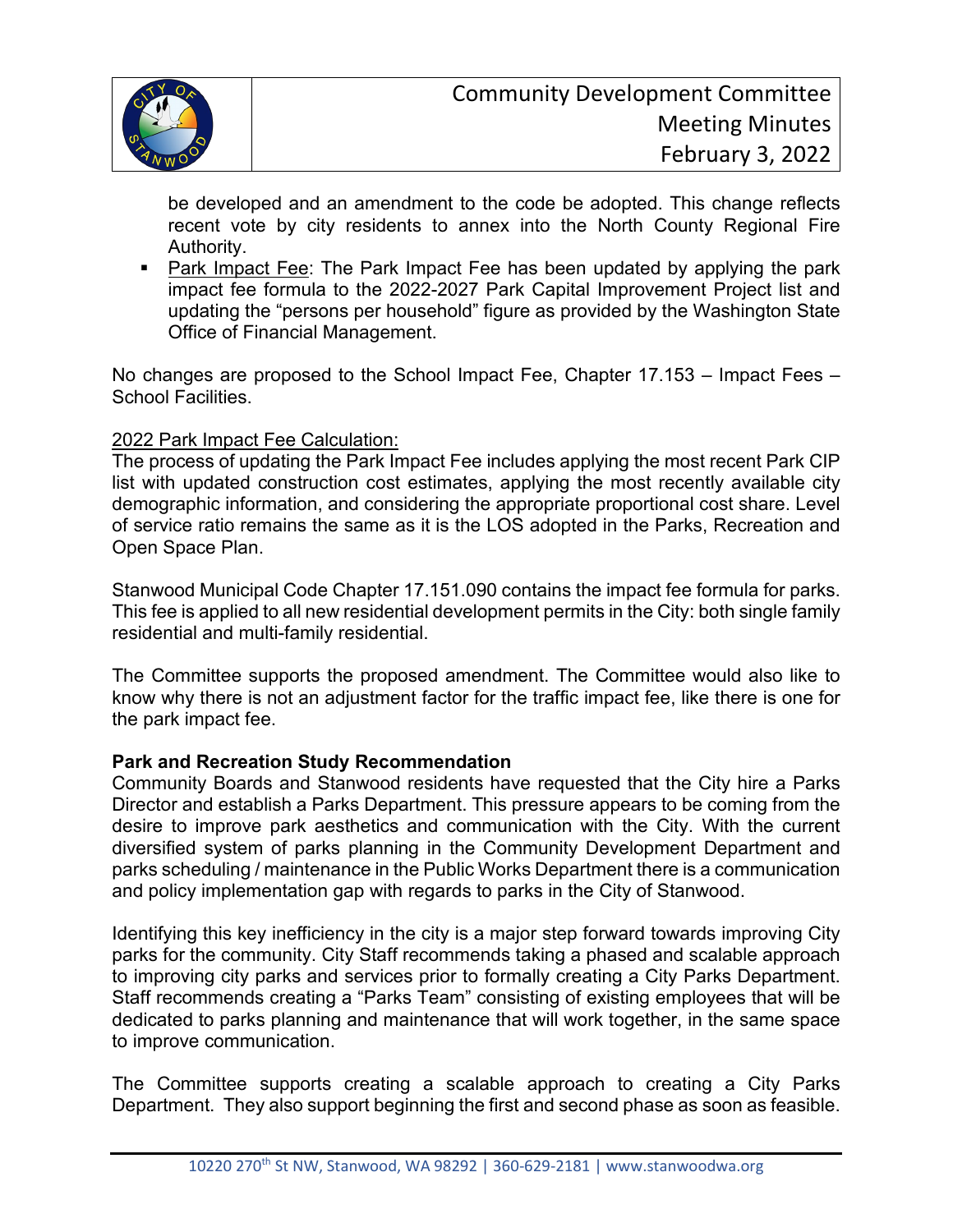be developed and an amendment to the code be adopted. This change reflects recent vote by city residents to annex into the North County Regional Fire Authority.

- Park Impact Fee: The Park Impact Fee has been updated by applying the park impact fee formula to the 2022-2027 Park Capital Improvement Project list and updating the "persons per household" figure as provided by the Washington State Office of Financial Management.

No changes are proposed to the School Impact Fee, Chapter 17.153 – Impact Fees – School Facilities.

2022 Park Impact Fee Calculation:
The process of updating the Park Impact Fee includes applying the most recent Park CIP list with updated construction cost estimates, applying the most recently available city demographic information, and considering the appropriate proportional cost share. Level of service ratio remains the same as it is the LOS adopted in the Parks, Recreation and Open Space Plan.

Stanwood Municipal Code Chapter 17.151.090 contains the impact fee formula for parks. This fee is applied to all new residential development permits in the City: both single family residential and multi-family residential.

The Committee supports the proposed amendment. The Committee would also like to know why there is not an adjustment factor for the traffic impact fee, like there is one for the park impact fee.

**Park and Recreation Study Recommendation**
Community Boards and Stanwood residents have requested that the City hire a Parks Director and establish a Parks Department. This pressure appears to be coming from the desire to improve park aesthetics and communication with the City. With the current diversified system of parks planning in the Community Development Department and parks scheduling / maintenance in the Public Works Department there is a communication and policy implementation gap with regards to parks in the City of Stanwood.

Identifying this key inefficiency in the city is a major step forward towards improving City parks for the community. City Staff recommends taking a phased and scalable approach to improving city parks and services prior to formally creating a City Parks Department. Staff recommends creating a "Parks Team" consisting of existing employees that will be dedicated to parks planning and maintenance that will work together, in the same space to improve communication.

The Committee supports creating a scalable approach to creating a City Parks Department. They also support beginning the first and second phase as soon as feasible.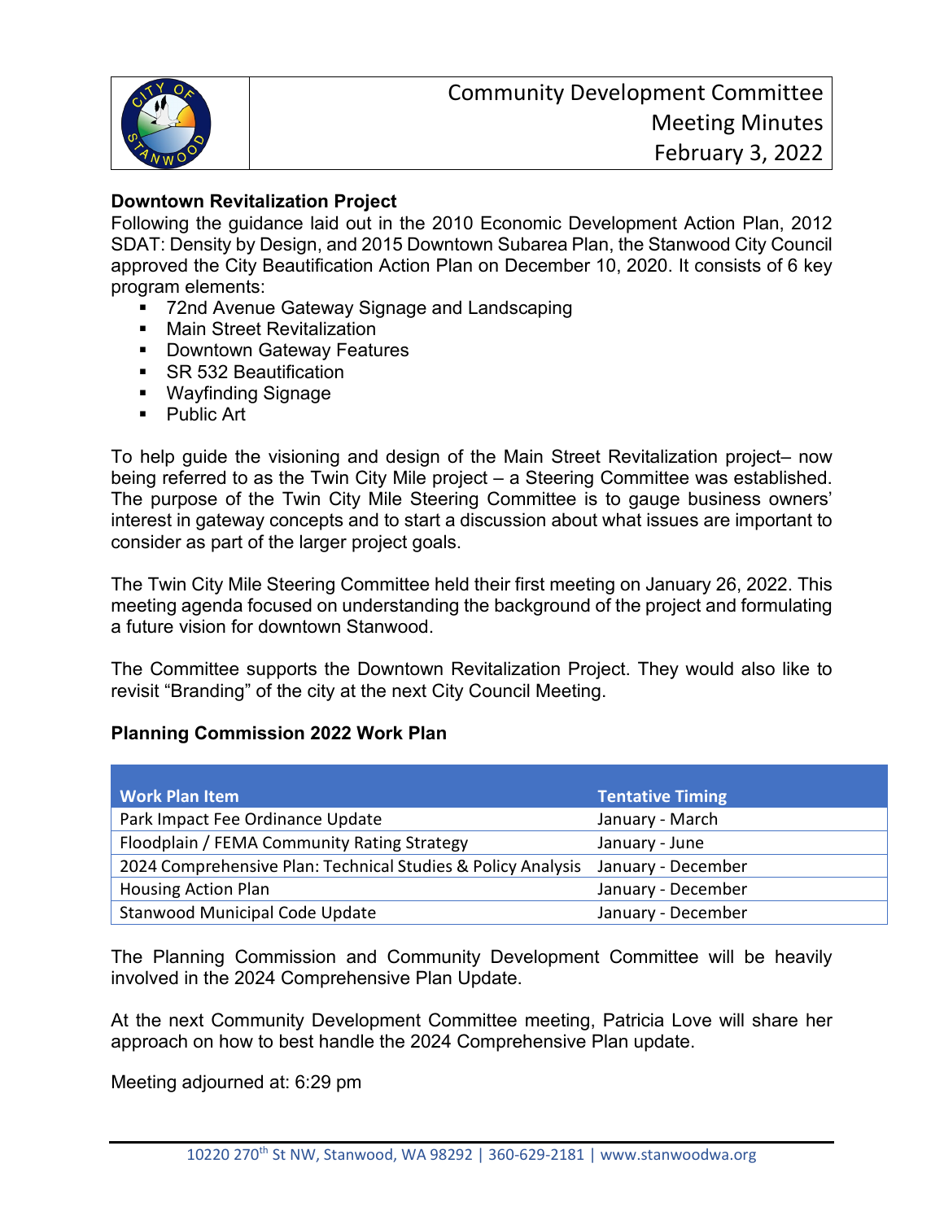# Community Development Committee Meeting Minutes February 3, 2022

**Downtown Revitalization Project**

Following the guidance laid out in the 2010 Economic Development Action Plan, 2012 SDAT: Density by Design, and 2015 Downtown Subarea Plan, the Stanwood City Council approved the City Beautification Action Plan on December 10, 2020. It consists of 6 key program elements:

- 72nd Avenue Gateway Signage and Landscaping
- Main Street Revitalization
- Downtown Gateway Features
- SR 532 Beautification
- Wayfinding Signage
- Public Art

To help guide the visioning and design of the Main Street Revitalization project– now being referred to as the Twin City Mile project – a Steering Committee was established. The purpose of the Twin City Mile Steering Committee is to gauge business owners' interest in gateway concepts and to start a discussion about what issues are important to consider as part of the larger project goals.

The Twin City Mile Steering Committee held their first meeting on January 26, 2022. This meeting agenda focused on understanding the background of the project and formulating a future vision for downtown Stanwood.

The Committee supports the Downtown Revitalization Project. They would also like to revisit "Branding" of the city at the next City Council Meeting.

**Planning Commission 2022 Work Plan**

| Work Plan Item | Tentative Timing |
|---|---|
| Park Impact Fee Ordinance Update | January - March |
| Floodplain / FEMA Community Rating Strategy | January - June |
| 2024 Comprehensive Plan: Technical Studies & Policy Analysis | January - December |
| Housing Action Plan | January - December |
| Stanwood Municipal Code Update | January - December |

The Planning Commission and Community Development Committee will be heavily involved in the 2024 Comprehensive Plan Update.

At the next Community Development Committee meeting, Patricia Love will share her approach on how to best handle the 2024 Comprehensive Plan update.

Meeting adjourned at: 6:29 pm